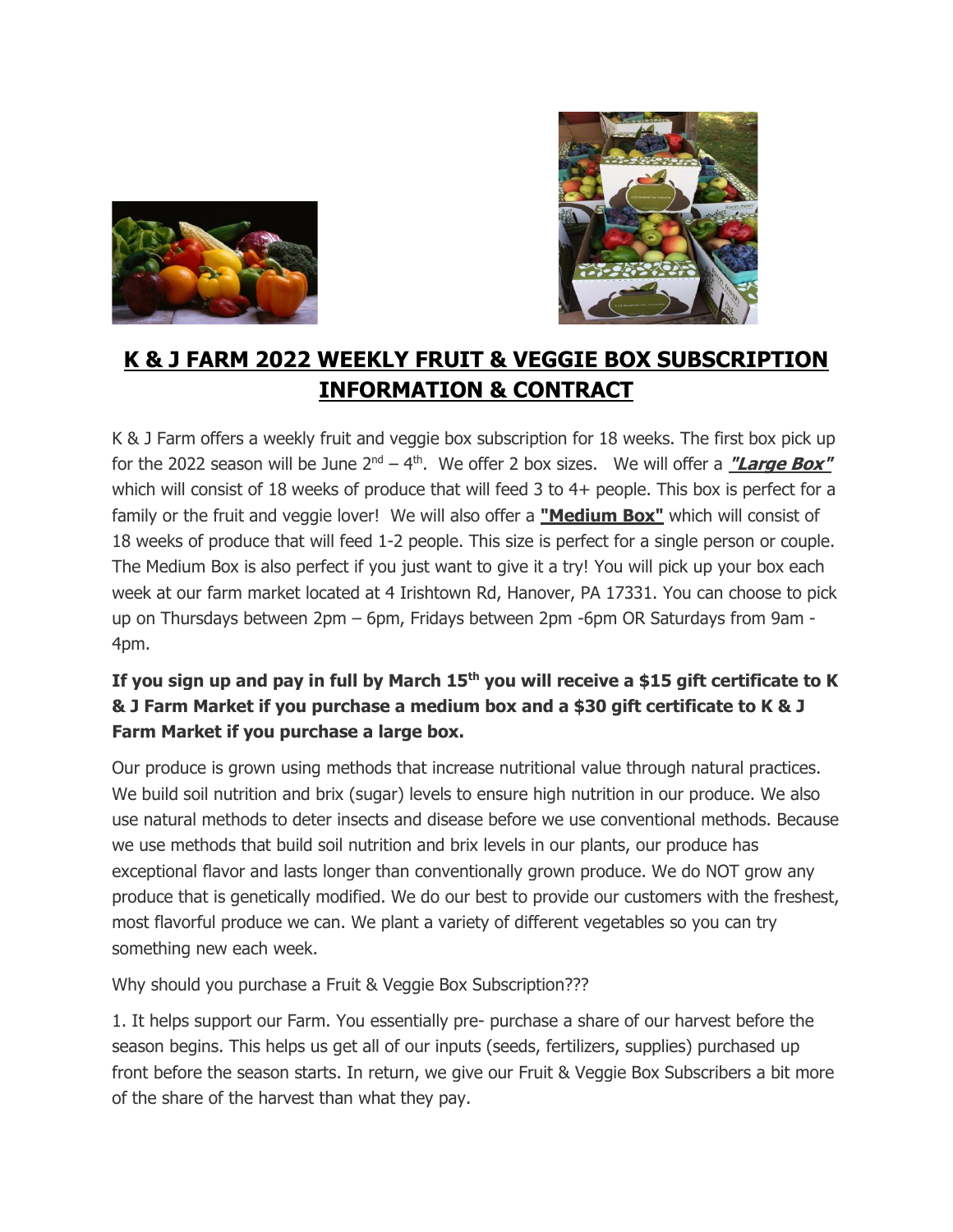# K & J FARM 2022 WEEKLY FRUIT & VEGGIE BOX SUBSCRIPTION INFORMATION & CONTRACT

K & J Farm offers a weekly fruit and veggie box subscription for 18 weeks. The first box pick up for the 2022 season will be June 2nd – 4th. We offer 2 box sizes. We will offer a ***"Large Box"*** which will consist of 18 weeks of produce that will feed 3 to 4+ people. This box is perfect for a family or the fruit and veggie lover! We will also offer a **"Medium Box"** which will consist of 18 weeks of produce that will feed 1-2 people. This size is perfect for a single person or couple. The Medium Box is also perfect if you just want to give it a try! You will pick up your box each week at our farm market located at 4 Irishtown Rd, Hanover, PA 17331. You can choose to pick up on Thursdays between 2pm – 6pm, Fridays between 2pm -6pm OR Saturdays from 9am - 4pm.

**If you sign up and pay in full by March 15th you will receive a $15 gift certificate to K & J Farm Market if you purchase a medium box and a $30 gift certificate to K & J Farm Market if you purchase a large box.**

Our produce is grown using methods that increase nutritional value through natural practices. We build soil nutrition and brix (sugar) levels to ensure high nutrition in our produce. We also use natural methods to deter insects and disease before we use conventional methods. Because we use methods that build soil nutrition and brix levels in our plants, our produce has exceptional flavor and lasts longer than conventionally grown produce. We do NOT grow any produce that is genetically modified. We do our best to provide our customers with the freshest, most flavorful produce we can. We plant a variety of different vegetables so you can try something new each week.

Why should you purchase a Fruit & Veggie Box Subscription???

1. It helps support our Farm. You essentially pre- purchase a share of our harvest before the season begins. This helps us get all of our inputs (seeds, fertilizers, supplies) purchased up front before the season starts. In return, we give our Fruit & Veggie Box Subscribers a bit more of the share of the harvest than what they pay.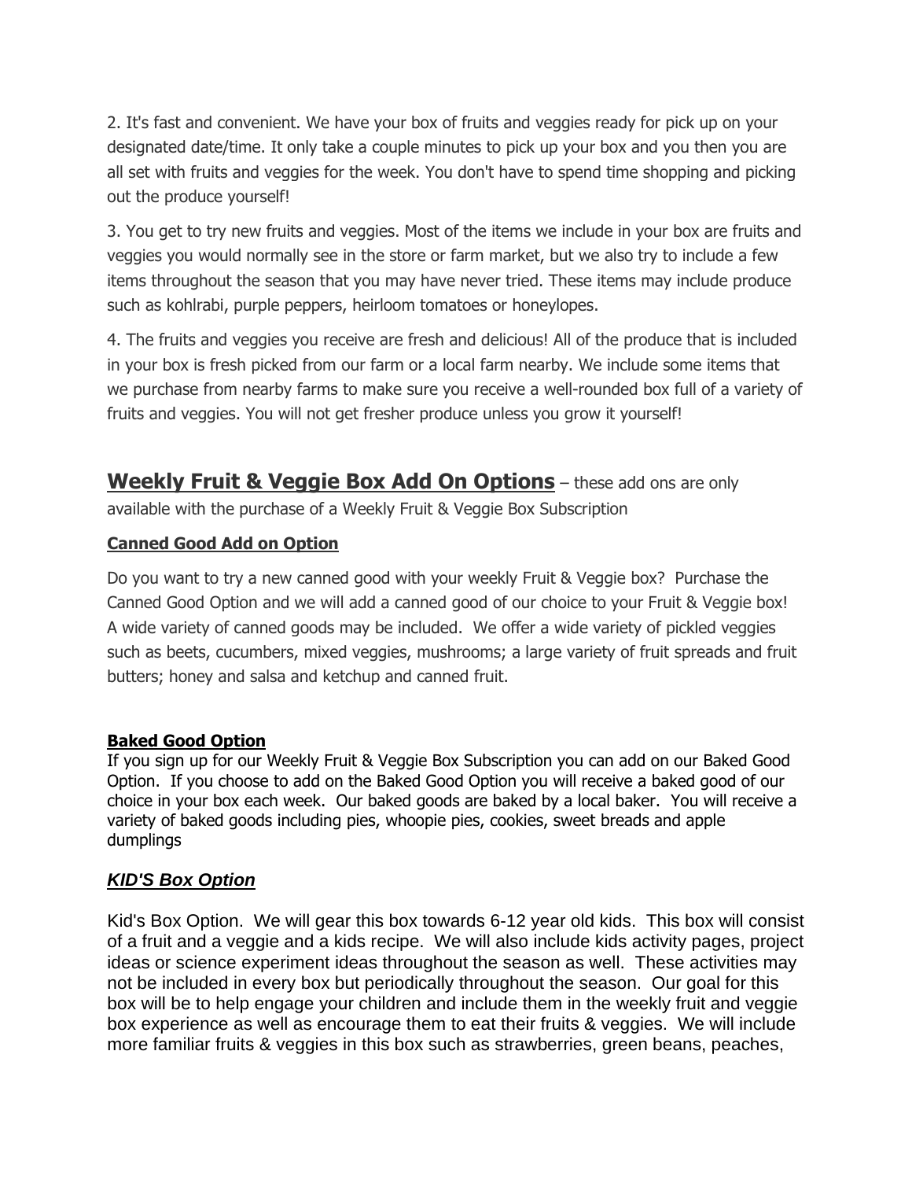2. It's fast and convenient. We have your box of fruits and veggies ready for pick up on your designated date/time. It only take a couple minutes to pick up your box and you then you are all set with fruits and veggies for the week. You don't have to spend time shopping and picking out the produce yourself!

3. You get to try new fruits and veggies. Most of the items we include in your box are fruits and veggies you would normally see in the store or farm market, but we also try to include a few items throughout the season that you may have never tried. These items may include produce such as kohlrabi, purple peppers, heirloom tomatoes or honeylopes.

4. The fruits and veggies you receive are fresh and delicious! All of the produce that is included in your box is fresh picked from our farm or a local farm nearby. We include some items that we purchase from nearby farms to make sure you receive a well-rounded box full of a variety of fruits and veggies. You will not get fresher produce unless you grow it yourself!

## **Weekly Fruit & Veggie Box Add On Options** – these add ons are only available with the purchase of a Weekly Fruit & Veggie Box Subscription

### **Canned Good Add on Option**

Do you want to try a new canned good with your weekly Fruit & Veggie box? Purchase the Canned Good Option and we will add a canned good of our choice to your Fruit & Veggie box! A wide variety of canned goods may be included. We offer a wide variety of pickled veggies such as beets, cucumbers, mixed veggies, mushrooms; a large variety of fruit spreads and fruit butters; honey and salsa and ketchup and canned fruit.

### **Baked Good Option**

If you sign up for our Weekly Fruit & Veggie Box Subscription you can add on our Baked Good Option. If you choose to add on the Baked Good Option you will receive a baked good of our choice in your box each week. Our baked goods are baked by a local baker. You will receive a variety of baked goods including pies, whoopie pies, cookies, sweet breads and apple dumplings

### ***KID'S Box Option***

Kid's Box Option. We will gear this box towards 6-12 year old kids. This box will consist of a fruit and a veggie and a kids recipe. We will also include kids activity pages, project ideas or science experiment ideas throughout the season as well. These activities may not be included in every box but periodically throughout the season. Our goal for this box will be to help engage your children and include them in the weekly fruit and veggie box experience as well as encourage them to eat their fruits & veggies. We will include more familiar fruits & veggies in this box such as strawberries, green beans, peaches,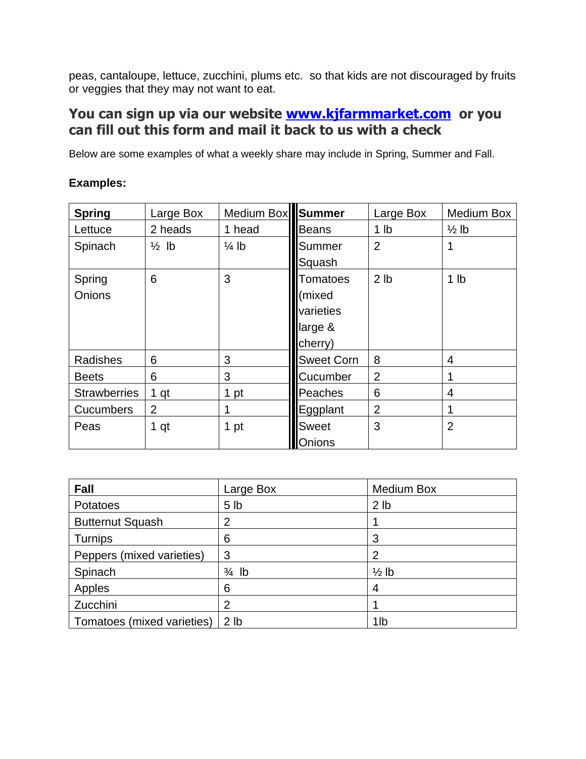peas, cantaloupe, lettuce, zucchini, plums etc. so that kids are not discouraged by fruits or veggies that they may not want to eat.

## You can sign up via our website [www.kjfarmmarket.com](http://www.kjfarmmarket.com) or you can fill out this form and mail it back to us with a check

Below are some examples of what a weekly share may include in Spring, Summer and Fall.

**Examples:**

| **Spring** | Large Box | Medium Box | **Summer** | Large Box | Medium Box |
|---|---|---|---|---|---|
| Lettuce | 2 heads | 1 head | Beans | 1 lb | ½ lb |
| Spinach | ½ lb | ¼ lb | Summer Squash | 2 | 1 |
| Spring Onions | 6 | 3 | Tomatoes (mixed varieties large & cherry) | 2 lb | 1 lb |
| Radishes | 6 | 3 | Sweet Corn | 8 | 4 |
| Beets | 6 | 3 | Cucumber | 2 | 1 |
| Strawberries | 1 qt | 1 pt | Peaches | 6 | 4 |
| Cucumbers | 2 | 1 | Eggplant | 2 | 1 |
| Peas | 1 qt | 1 pt | Sweet Onions | 3 | 2 |

| **Fall** | Large Box | Medium Box |
|---|---|---|
| Potatoes | 5 lb | 2 lb |
| Butternut Squash | 2 | 1 |
| Turnips | 6 | 3 |
| Peppers (mixed varieties) | 3 | 2 |
| Spinach | ¾ lb | ½ lb |
| Apples | 6 | 4 |
| Zucchini | 2 | 1 |
| Tomatoes (mixed varieties) | 2 lb | 1lb |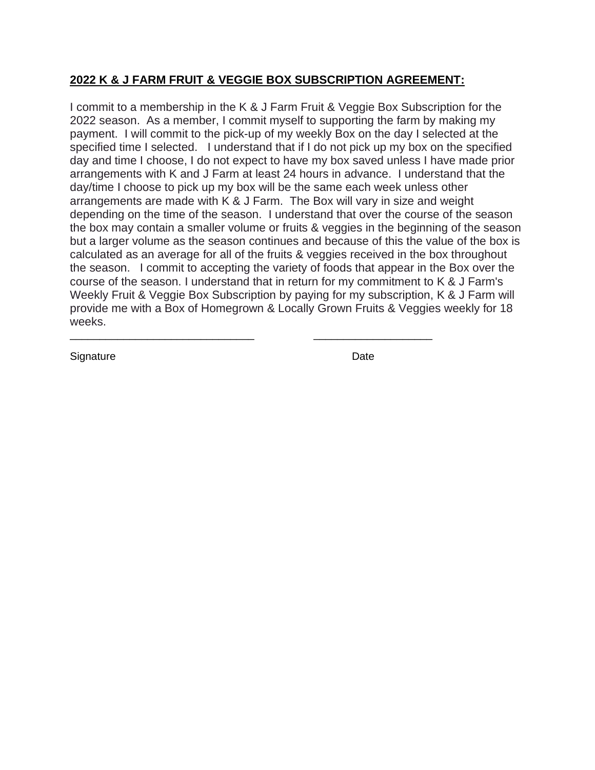**2022 K & J FARM FRUIT & VEGGIE BOX SUBSCRIPTION AGREEMENT:**

I commit to a membership in the K & J Farm Fruit & Veggie Box Subscription for the 2022 season. As a member, I commit myself to supporting the farm by making my payment. I will commit to the pick-up of my weekly Box on the day I selected at the specified time I selected. I understand that if I do not pick up my box on the specified day and time I choose, I do not expect to have my box saved unless I have made prior arrangements with K and J Farm at least 24 hours in advance. I understand that the day/time I choose to pick up my box will be the same each week unless other arrangements are made with K & J Farm. The Box will vary in size and weight depending on the time of the season. I understand that over the course of the season the box may contain a smaller volume or fruits & veggies in the beginning of the season but a larger volume as the season continues and because of this the value of the box is calculated as an average for all of the fruits & veggies received in the box throughout the season. I commit to accepting the variety of foods that appear in the Box over the course of the season. I understand that in return for my commitment to K & J Farm's Weekly Fruit & Veggie Box Subscription by paying for my subscription, K & J Farm will provide me with a Box of Homegrown & Locally Grown Fruits & Veggies weekly for 18 weeks.

______________________________ ___________________

Signature Date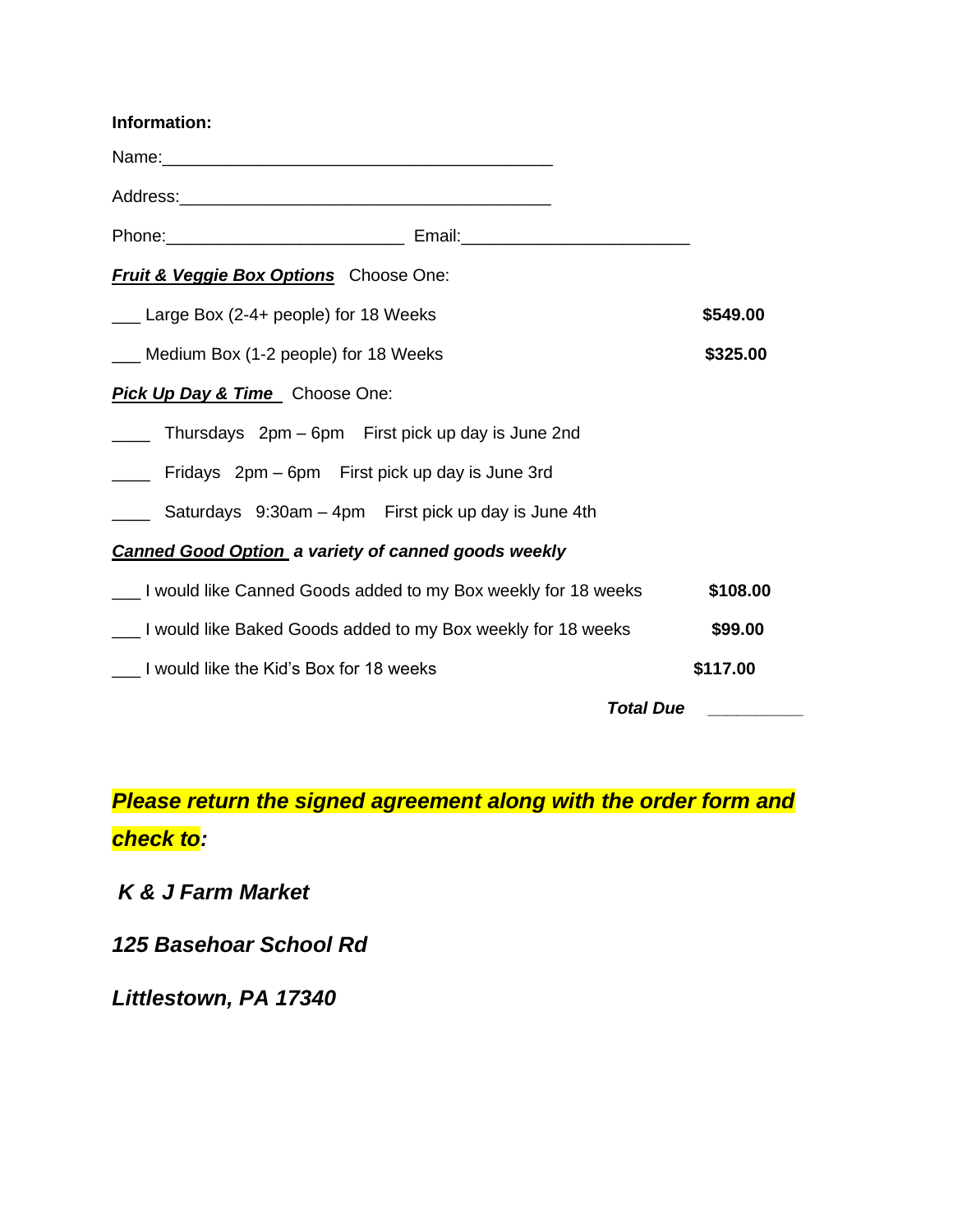**Information:**

Name:_________________________________________

Address:_______________________________________

Phone:_________________________ Email:________________________

***Fruit & Veggie Box Options*** Choose One:

___ Large Box (2-4+ people) for 18 Weeks **$549.00**

___ Medium Box (1-2 people) for 18 Weeks **$325.00**

***Pick Up Day & Time*** Choose One:

____ Thursdays 2pm – 6pm First pick up day is June 2nd

____ Fridays 2pm – 6pm First pick up day is June 3rd

____ Saturdays 9:30am – 4pm First pick up day is June 4th

***Canned Good Option*** ***a variety of canned goods weekly***

___ I would like Canned Goods added to my Box weekly for 18 weeks **$108.00**

___ I would like Baked Goods added to my Box weekly for 18 weeks **$99.00**

___ I would like the Kid's Box for 18 weeks **$117.00**

***Total Due*** __________

***Please return the signed agreement along with the order form and check to:***

***K & J Farm Market***

***125 Basehoar School Rd***

***Littlestown, PA 17340***